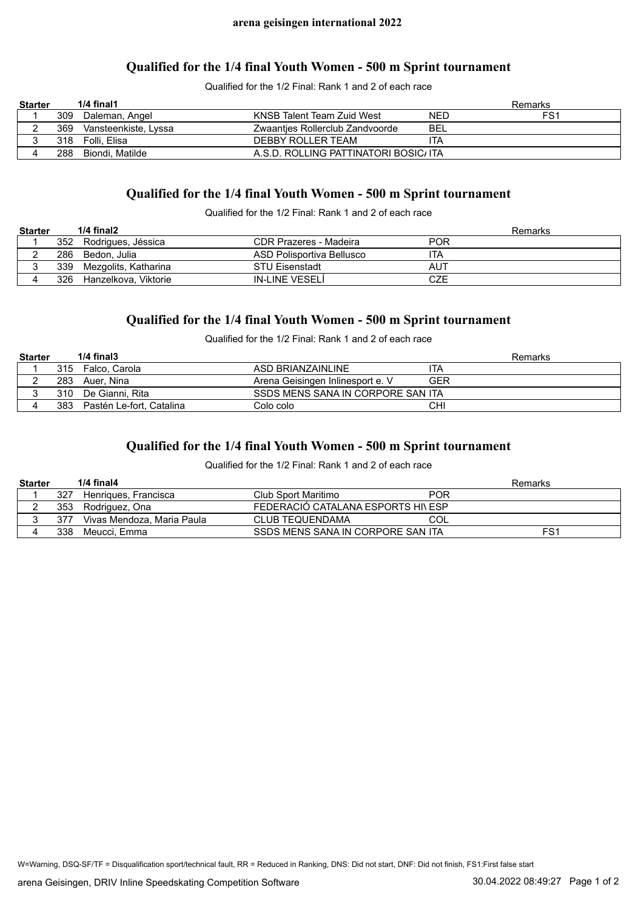**arena geisingen international 2022**

## Qualified for the 1/4 final Youth Women - 500 m Sprint tournament

Qualified for the 1/2 Final: Rank 1 and 2 of each race

| Starter | 1/4 final1 | | | | Remarks |
|---|---|---|---|---|---|
| 1 | 309 | Daleman, Angel | KNSB Talent Team Zuid West | NED | FS1 |
| 2 | 369 | Vansteenkiste, Lyssa | Zwaantjes Rollerclub Zandvoorde | BEL | |
| 3 | 318 | Folli, Elisa | DEBBY ROLLER TEAM | ITA | |
| 4 | 288 | Biondi, Matilde | A.S.D. ROLLING PATTINATORI BOSIC/ | ITA | |

## Qualified for the 1/4 final Youth Women - 500 m Sprint tournament

Qualified for the 1/2 Final: Rank 1 and 2 of each race

| Starter | 1/4 final2 | | | | Remarks |
|---|---|---|---|---|---|
| 1 | 352 | Rodrigues, Jéssica | CDR Prazeres - Madeira | POR | |
| 2 | 286 | Bedon, Julia | ASD Polisportiva Bellusco | ITA | |
| 3 | 339 | Mezgolits, Katharina | STU Eisenstadt | AUT | |
| 4 | 326 | Hanzelkova, Viktorie | IN-LINE VESELÍ | CZE | |

## Qualified for the 1/4 final Youth Women - 500 m Sprint tournament

Qualified for the 1/2 Final: Rank 1 and 2 of each race

| Starter | 1/4 final3 | | | | Remarks |
|---|---|---|---|---|---|
| 1 | 315 | Falco, Carola | ASD BRIANZAINLINE | ITA | |
| 2 | 283 | Auer, Nina | Arena Geisingen Inlinesport e. V | GER | |
| 3 | 310 | De Gianni, Rita | SSDS MENS SANA IN CORPORE SAN | ITA | |
| 4 | 383 | Pastén Le-fort, Catalina | Colo colo | CHI | |

## Qualified for the 1/4 final Youth Women - 500 m Sprint tournament

Qualified for the 1/2 Final: Rank 1 and 2 of each race

| Starter | 1/4 final4 | | | | Remarks |
|---|---|---|---|---|---|
| 1 | 327 | Henriques, Francisca | Club Sport Maritimo | POR | |
| 2 | 353 | Rodriguez, Ona | FEDERACIÓ CATALANA ESPORTS HI\ | ESP | |
| 3 | 377 | Vivas Mendoza, Maria Paula | CLUB TEQUENDAMA | COL | |
| 4 | 338 | Meucci, Emma | SSDS MENS SANA IN CORPORE SAN | ITA | FS1 |

W=Warning, DSQ-SF/TF = Disqualification sport/technical fault, RR = Reduced in Ranking, DNS: Did not start, DNF: Did not finish, FS1:First false start

arena Geisingen, DRIV Inline Speedskating Competition Software 30.04.2022 08:49:27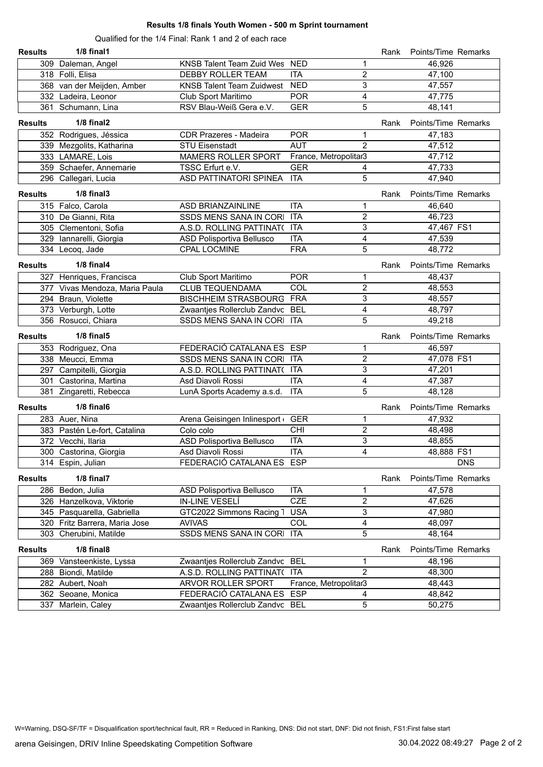# Results 1/8 finals Youth Women - 500 m Sprint tournament

Qualified for the 1/4 Final: Rank 1 and 2 of each race

**Results 1/8 final1**

| | | | | Rank | Points/Time | Remarks |
|---|---|---|---|---|---|---|
| 309 | Daleman, Angel | KNSB Talent Team Zuid Wes | NED | 1 | 46,926 | |
| 318 | Folli, Elisa | DEBBY ROLLER TEAM | ITA | 2 | 47,100 | |
| 368 | van der Meijden, Amber | KNSB Talent Team Zuidwest | NED | 3 | 47,557 | |
| 332 | Ladeira, Leonor | Club Sport Maritimo | POR | 4 | 47,775 | |
| 361 | Schumann, Lina | RSV Blau-Weiß Gera e.V. | GER | 5 | 48,141 | |

**Results 1/8 final2**

| | | | | Rank | Points/Time | Remarks |
|---|---|---|---|---|---|---|
| 352 | Rodrigues, Jéssica | CDR Prazeres - Madeira | POR | 1 | 47,183 | |
| 339 | Mezgolits, Katharina | STU Eisenstadt | AUT | 2 | 47,512 | |
| 333 | LAMARE, Lois | MAMERS ROLLER SPORT | France, Metropolitan | 3 | 47,712 | |
| 359 | Schaefer, Annemarie | TSSC Erfurt e.V. | GER | 4 | 47,733 | |
| 296 | Callegari, Lucia | ASD PATTINATORI SPINEA | ITA | 5 | 47,940 | |

**Results 1/8 final3**

| | | | | Rank | Points/Time | Remarks |
|---|---|---|---|---|---|---|
| 315 | Falco, Carola | ASD BRIANZAINLINE | ITA | 1 | 46,640 | |
| 310 | De Gianni, Rita | SSDS MENS SANA IN CORI | ITA | 2 | 46,723 | |
| 305 | Clementoni, Sofia | A.S.D. ROLLING PATTINAT( | ITA | 3 | 47,467 | FS1 |
| 329 | Iannarelli, Giorgia | ASD Polisportiva Bellusco | ITA | 4 | 47,539 | |
| 334 | Lecoq, Jade | CPAL LOCMINE | FRA | 5 | 48,772 | |

**Results 1/8 final4**

| | | | | Rank | Points/Time | Remarks |
|---|---|---|---|---|---|---|
| 327 | Henriques, Francisca | Club Sport Maritimo | POR | 1 | 48,437 | |
| 377 | Vivas Mendoza, Maria Paula | CLUB TEQUENDAMA | COL | 2 | 48,553 | |
| 294 | Braun, Violette | BISCHHEIM STRASBOURG | FRA | 3 | 48,557 | |
| 373 | Verburgh, Lotte | Zwaantjes Rollerclub Zandvc | BEL | 4 | 48,797 | |
| 356 | Rosucci, Chiara | SSDS MENS SANA IN CORI | ITA | 5 | 49,218 | |

**Results 1/8 final5**

| | | | | Rank | Points/Time | Remarks |
|---|---|---|---|---|---|---|
| 353 | Rodriguez, Ona | FEDERACIÓ CATALANA ES | ESP | 1 | 46,597 | |
| 338 | Meucci, Emma | SSDS MENS SANA IN CORI | ITA | 2 | 47,078 | FS1 |
| 297 | Campitelli, Giorgia | A.S.D. ROLLING PATTINAT( | ITA | 3 | 47,201 | |
| 301 | Castorina, Martina | Asd Diavoli Rossi | ITA | 4 | 47,387 | |
| 381 | Zingaretti, Rebecca | LunA Sports Academy a.s.d. | ITA | 5 | 48,128 | |

**Results 1/8 final6**

| | | | | Rank | Points/Time | Remarks |
|---|---|---|---|---|---|---|
| 283 | Auer, Nina | Arena Geisingen Inlinesport | GER | 1 | 47,932 | |
| 383 | Pastén Le-fort, Catalina | Colo colo | CHI | 2 | 48,498 | |
| 372 | Vecchi, Ilaria | ASD Polisportiva Bellusco | ITA | 3 | 48,855 | |
| 300 | Castorina, Giorgia | Asd Diavoli Rossi | ITA | 4 | 48,888 | FS1 |
| 314 | Espin, Julian | FEDERACIÓ CATALANA ES | ESP | | | DNS |

**Results 1/8 final7**

| | | | | Rank | Points/Time | Remarks |
|---|---|---|---|---|---|---|
| 286 | Bedon, Julia | ASD Polisportiva Bellusco | ITA | 1 | 47,578 | |
| 326 | Hanzelkova, Viktorie | IN-LINE VESELÍ | CZE | 2 | 47,626 | |
| 345 | Pasquarella, Gabriella | GTC2022 Simmons Racing T | USA | 3 | 47,980 | |
| 320 | Fritz Barrera, Maria Jose | AVIVAS | COL | 4 | 48,097 | |
| 303 | Cherubini, Matilde | SSDS MENS SANA IN CORI | ITA | 5 | 48,164 | |

**Results 1/8 final8**

| | | | | Rank | Points/Time | Remarks |
|---|---|---|---|---|---|---|
| 369 | Vansteenkiste, Lyssa | Zwaantjes Rollerclub Zandvc | BEL | 1 | 48,196 | |
| 288 | Biondi, Matilde | A.S.D. ROLLING PATTINAT( | ITA | 2 | 48,300 | |
| 282 | Aubert, Noah | ARVOR ROLLER SPORT | France, Metropolitan | 3 | 48,443 | |
| 362 | Seoane, Monica | FEDERACIÓ CATALANA ES | ESP | 4 | 48,842 | |
| 337 | Marlein, Caley | Zwaantjes Rollerclub Zandvc | BEL | 5 | 50,275 | |

W=Warning, DSQ-SF/TF = Disqualification sport/technical fault, RR = Reduced in Ranking, DNS: Did not start, DNF: Did not finish, FS1:First false start

arena Geisingen, DRIV Inline Speedskating Competition Software 30.04.2022 08:49:27